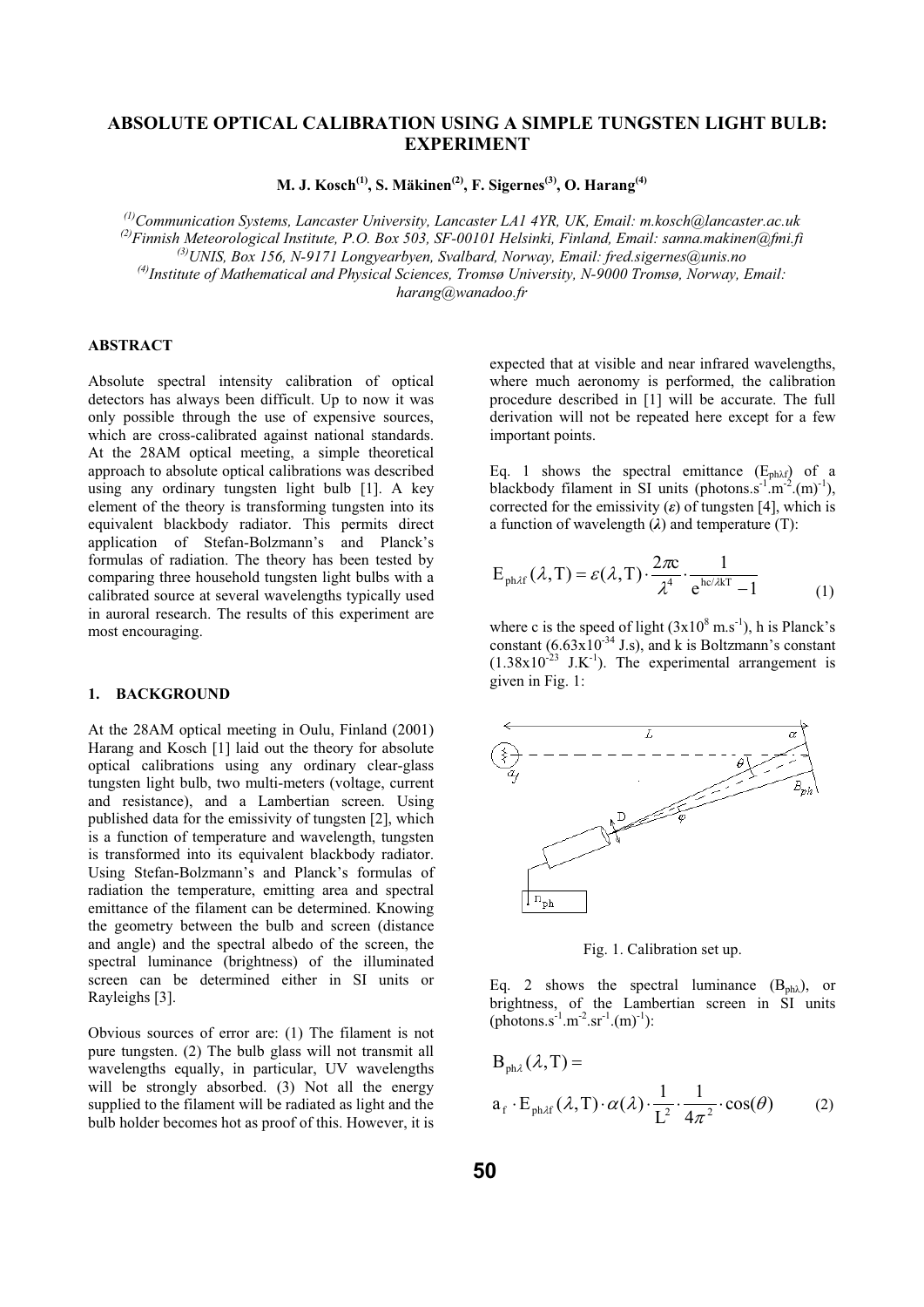# ABSOLUTE OPTICAL CALIBRATION USING A SIMPLE TUNGSTEN LIGHT BULB: EXPERIMENT

**M. J. Kosch[(1)], S. Mäkinen[(2)], F. Sigernes[(3)], O. Harang[(4)]**

*[(1)]Communication Systems, Lancaster University, Lancaster LA1 4YR, UK, Email: m.kosch@lancaster.ac.uk*
*[(2)]Finnish Meteorological Institute, P.O. Box 503, SF-00101 Helsinki, Finland, Email: sanna.makinen@fmi.fi*
*[(3)]UNIS, Box 156, N-9171 Longyearbyen, Svalbard, Norway, Email: fred.sigernes@unis.no*
*[(4)]Institute of Mathematical and Physical Sciences, Tromsø University, N-9000 Tromsø, Norway, Email: harang@wanadoo.fr*

## ABSTRACT

Absolute spectral intensity calibration of optical detectors has always been difficult. Up to now it was only possible through the use of expensive sources, which are cross-calibrated against national standards. At the 28AM optical meeting, a simple theoretical approach to absolute optical calibrations was described using any ordinary tungsten light bulb [1]. A key element of the theory is transforming tungsten into its equivalent blackbody radiator. This permits direct application of Stefan-Bolzmann's and Planck's formulas of radiation. The theory has been tested by comparing three household tungsten light bulbs with a calibrated source at several wavelengths typically used in auroral research. The results of this experiment are most encouraging.

## 1. BACKGROUND

At the 28AM optical meeting in Oulu, Finland (2001) Harang and Kosch [1] laid out the theory for absolute optical calibrations using any ordinary clear-glass tungsten light bulb, two multi-meters (voltage, current and resistance), and a Lambertian screen. Using published data for the emissivity of tungsten [2], which is a function of temperature and wavelength, tungsten is transformed into its equivalent blackbody radiator. Using Stefan-Bolzmann's and Planck's formulas of radiation the temperature, emitting area and spectral emittance of the filament can be determined. Knowing the geometry between the bulb and screen (distance and angle) and the spectral albedo of the screen, the spectral luminance (brightness) of the illuminated screen can be determined either in SI units or Rayleighs [3].

Obvious sources of error are: (1) The filament is not pure tungsten. (2) The bulb glass will not transmit all wavelengths equally, in particular, UV wavelengths will be strongly absorbed. (3) Not all the energy supplied to the filament will be radiated as light and the bulb holder becomes hot as proof of this. However, it is expected that at visible and near infrared wavelengths, where much aeronomy is performed, the calibration procedure described in [1] will be accurate. The full derivation will not be repeated here except for a few important points.

Eq. 1 shows the spectral emittance ($E_{ph\lambda f}$) of a blackbody filament in SI units (photons.s$^{-1}$.m$^{-2}$.(m)$^{-1}$), corrected for the emissivity ($\varepsilon$) of tungsten [4], which is a function of wavelength ($\lambda$) and temperature (T):

$$E_{ph\lambda f}(\lambda,T) = \varepsilon(\lambda,T)\cdot\frac{2\pi c}{\lambda^4}\cdot\frac{1}{e^{hc/\lambda kT}-1} \tag{1}$$

where c is the speed of light (3x10$^{8}$ m.s$^{-1}$), h is Planck's constant (6.63x10$^{-34}$ J.s), and k is Boltzmann's constant (1.38x10$^{-23}$ J.K$^{-1}$). The experimental arrangement is given in Fig. 1:

Fig. 1. Calibration set up.

Eq. 2 shows the spectral luminance ($B_{ph\lambda}$), or brightness, of the Lambertian screen in SI units (photons.s$^{-1}$.m$^{-2}$.sr$^{-1}$.(m)$^{-1}$):

$$B_{ph\lambda}(\lambda,T) = a_f\cdot E_{ph\lambda f}(\lambda,T)\cdot\alpha(\lambda)\cdot\frac{1}{L^2}\cdot\frac{1}{4\pi^2}\cdot\cos(\theta) \tag{2}$$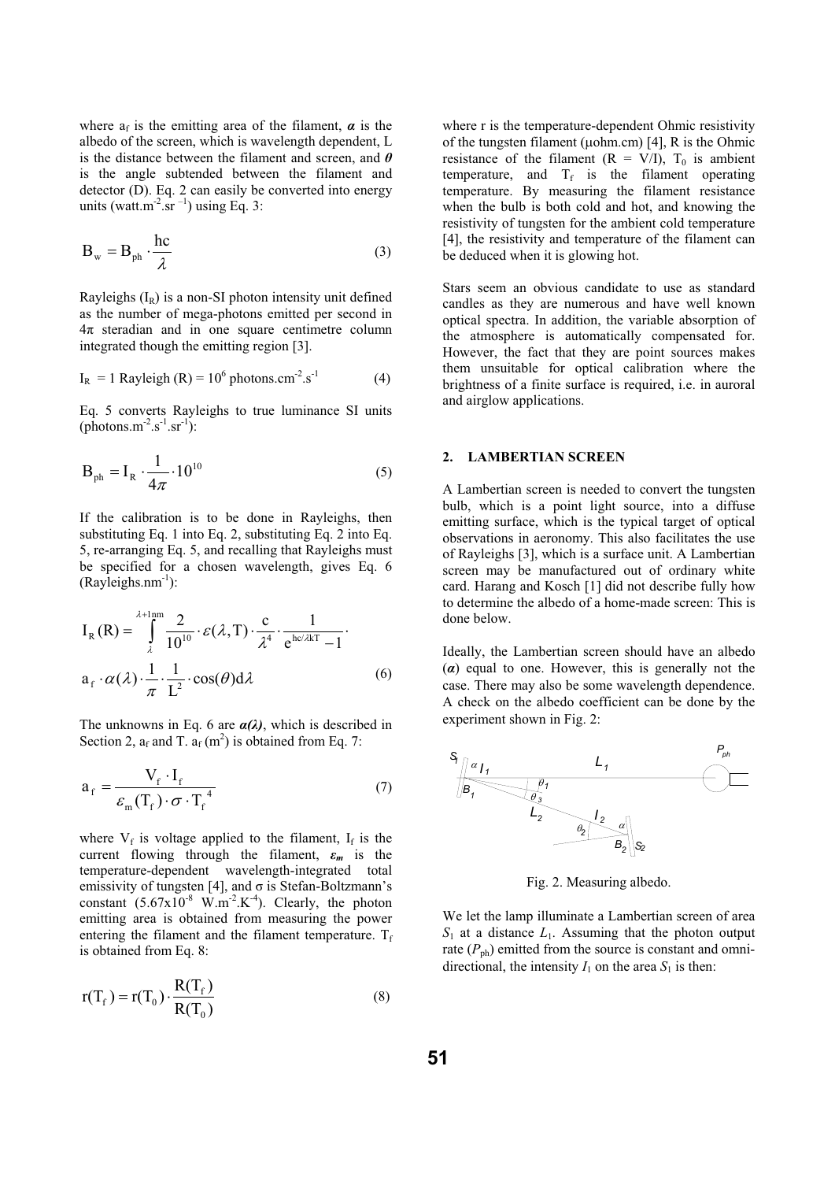where $a_f$ is the emitting area of the filament, $\boldsymbol{\alpha}$ is the albedo of the screen, which is wavelength dependent, L is the distance between the filament and screen, and $\boldsymbol{\theta}$ is the angle subtended between the filament and detector (D). Eq. 2 can easily be converted into energy units ($\text{watt.m}^{-2}.\text{sr}^{-1}$) using Eq. 3:

$$B_w = B_{ph} \cdot \frac{hc}{\lambda} \tag{3}$$

Rayleighs ($I_R$) is a non-SI photon intensity unit defined as the number of mega-photons emitted per second in $4\pi$ steradian and in one square centimetre column integrated though the emitting region [3].

$$I_R = 1 \text{ Rayleigh (R)} = 10^6 \text{ photons.cm}^{-2}.\text{s}^{-1} \tag{4}$$

Eq. 5 converts Rayleighs to true luminance SI units ($\text{photons.m}^{-2}.\text{s}^{-1}.\text{sr}^{-1}$):

$$B_{ph} = I_R \cdot \frac{1}{4\pi} \cdot 10^{10} \tag{5}$$

If the calibration is to be done in Rayleighs, then substituting Eq. 1 into Eq. 2, substituting Eq. 2 into Eq. 5, re-arranging Eq. 5, and recalling that Rayleighs must be specified for a chosen wavelength, gives Eq. 6 ($\text{Rayleighs.nm}^{-1}$):

$$I_R(R) = \int_{\lambda}^{\lambda+1\text{nm}} \frac{2}{10^{10}} \cdot \varepsilon(\lambda, T) \cdot \frac{c}{\lambda^4} \cdot \frac{1}{e^{hc/\lambda kT} - 1} \cdot a_f \cdot \alpha(\lambda) \cdot \frac{1}{\pi} \cdot \frac{1}{L^2} \cdot \cos(\theta) d\lambda \tag{6}$$

The unknowns in Eq. 6 are $\boldsymbol{\alpha(\lambda)}$, which is described in Section 2, $a_f$ and T. $a_f$ ($\text{m}^2$) is obtained from Eq. 7:

$$a_f = \frac{V_f \cdot I_f}{\varepsilon_m(T_f) \cdot \sigma \cdot T_f^{\,4}} \tag{7}$$

where $V_f$ is voltage applied to the filament, $I_f$ is the current flowing through the filament, $\boldsymbol{\varepsilon_m}$ is the temperature-dependent wavelength-integrated total emissivity of tungsten [4], and σ is Stefan-Boltzmann's constant ($5.67\text{x}10^{-8}$ $\text{W.m}^{-2}.\text{K}^{-4}$). Clearly, the photon emitting area is obtained from measuring the power entering the filament and the filament temperature. $T_f$ is obtained from Eq. 8:

$$r(T_f) = r(T_0) \cdot \frac{R(T_f)}{R(T_0)} \tag{8}$$

where r is the temperature-dependent Ohmic resistivity of the tungsten filament (μohm.cm) [4], R is the Ohmic resistance of the filament (R = V/I), $T_0$ is ambient temperature, and $T_f$ is the filament operating temperature. By measuring the filament resistance when the bulb is both cold and hot, and knowing the resistivity of tungsten for the ambient cold temperature [4], the resistivity and temperature of the filament can be deduced when it is glowing hot.

Stars seem an obvious candidate to use as standard candles as they are numerous and have well known optical spectra. In addition, the variable absorption of the atmosphere is automatically compensated for. However, the fact that they are point sources makes them unsuitable for optical calibration where the brightness of a finite surface is required, i.e. in auroral and airglow applications.

## 2. LAMBERTIAN SCREEN

A Lambertian screen is needed to convert the tungsten bulb, which is a point light source, into a diffuse emitting surface, which is the typical target of optical observations in aeronomy. This also facilitates the use of Rayleighs [3], which is a surface unit. A Lambertian screen may be manufactured out of ordinary white card. Harang and Kosch [1] did not describe fully how to determine the albedo of a home-made screen: This is done below.

Ideally, the Lambertian screen should have an albedo ($\boldsymbol{\alpha}$) equal to one. However, this is generally not the case. There may also be some wavelength dependence. A check on the albedo coefficient can be done by the experiment shown in Fig. 2:

Fig. 2. Measuring albedo.

We let the lamp illuminate a Lambertian screen of area $S_1$ at a distance $L_1$. Assuming that the photon output rate ($P_{ph}$) emitted from the source is constant and omni-directional, the intensity $I_1$ on the area $S_1$ is then: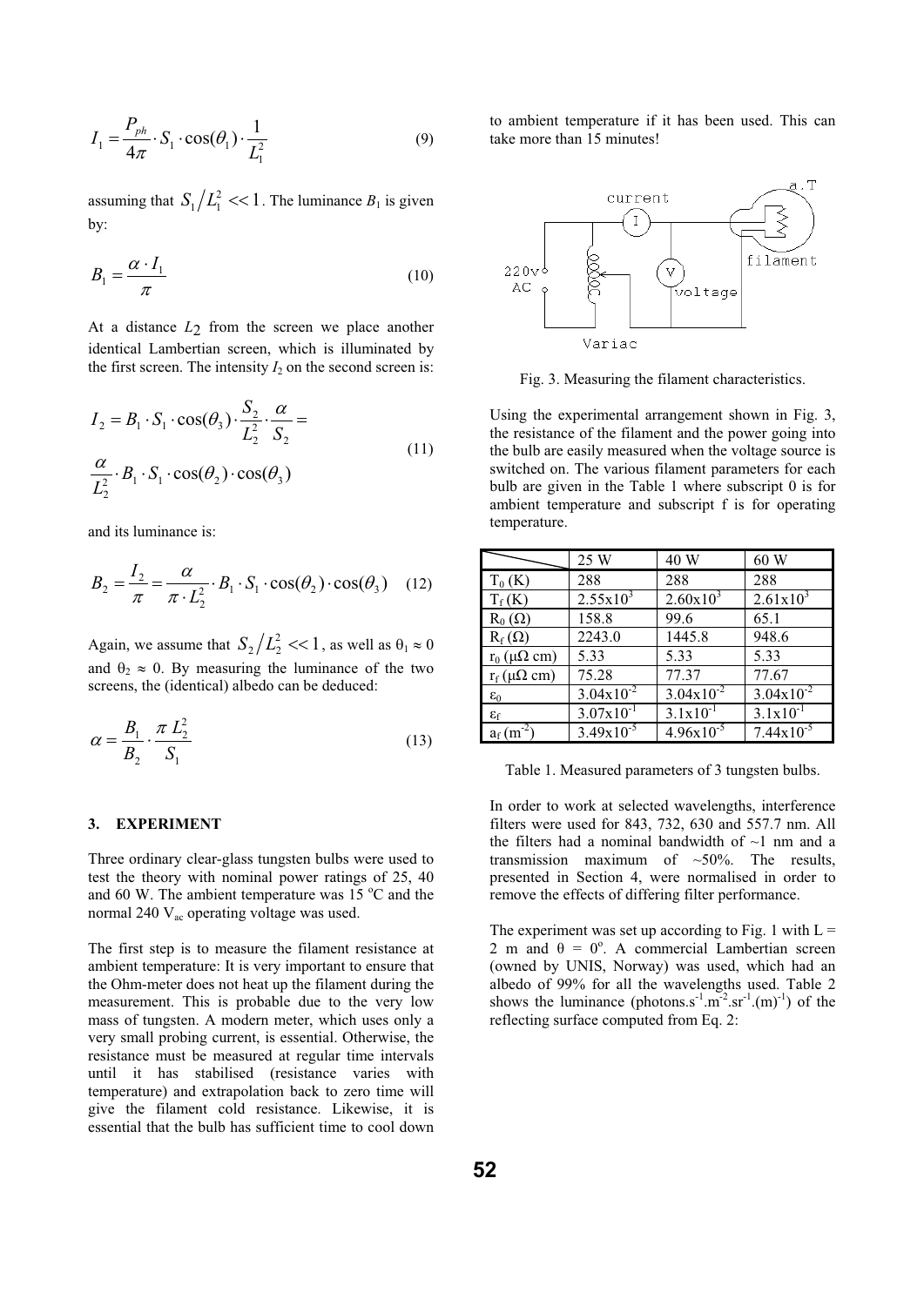$$I_1 = \frac{P_{ph}}{4\pi} \cdot S_1 \cdot \cos(\theta_1) \cdot \frac{1}{L_1^2} \tag{9}$$

assuming that $S_1 / L_1^2 << 1$. The luminance $B_1$ is given by:

$$B_1 = \frac{\alpha \cdot I_1}{\pi} \tag{10}$$

At a distance $L_2$ from the screen we place another identical Lambertian screen, which is illuminated by the first screen. The intensity $I_2$ on the second screen is:

$$I_2 = B_1 \cdot S_1 \cdot \cos(\theta_3) \cdot \frac{S_2}{L_2^2} \cdot \frac{\alpha}{S_2} = \frac{\alpha}{L_2^2} \cdot B_1 \cdot S_1 \cdot \cos(\theta_2) \cdot \cos(\theta_3) \tag{11}$$

and its luminance is:

$$B_2 = \frac{I_2}{\pi} = \frac{\alpha}{\pi \cdot L_2^2} \cdot B_1 \cdot S_1 \cdot \cos(\theta_2) \cdot \cos(\theta_3) \tag{12}$$

Again, we assume that $S_2 / L_2^2 << 1$, as well as $\theta_1 \approx 0$ and $\theta_2 \approx 0$. By measuring the luminance of the two screens, the (identical) albedo can be deduced:

$$\alpha = \frac{B_1}{B_2} \cdot \frac{\pi\, L_2^2}{S_1} \tag{13}$$

### 3. EXPERIMENT

Three ordinary clear-glass tungsten bulbs were used to test the theory with nominal power ratings of 25, 40 and 60 W. The ambient temperature was 15 °C and the normal 240 $V_{ac}$ operating voltage was used.

The first step is to measure the filament resistance at ambient temperature: It is very important to ensure that the Ohm-meter does not heat up the filament during the measurement. This is probable due to the very low mass of tungsten. A modern meter, which uses only a very small probing current, is essential. Otherwise, the resistance must be measured at regular time intervals until it has stabilised (resistance varies with temperature) and extrapolation back to zero time will give the filament cold resistance. Likewise, it is essential that the bulb has sufficient time to cool down to ambient temperature if it has been used. This can take more than 15 minutes!

Fig. 3. Measuring the filament characteristics.

Using the experimental arrangement shown in Fig. 3, the resistance of the filament and the power going into the bulb are easily measured when the voltage source is switched on. The various filament parameters for each bulb are given in the Table 1 where subscript 0 is for ambient temperature and subscript f is for operating temperature.

| | 25 W | 40 W | 60 W |
|---|---|---|---|
| $T_0$ (K) | 288 | 288 | 288 |
| $T_f$ (K) | $2.55 \times 10^3$ | $2.60 \times 10^3$ | $2.61 \times 10^3$ |
| $R_0$ (Ω) | 158.8 | 99.6 | 65.1 |
| $R_f$ (Ω) | 2243.0 | 1445.8 | 948.6 |
| $r_0$ (μΩ cm) | 5.33 | 5.33 | 5.33 |
| $r_f$ (μΩ cm) | 75.28 | 77.37 | 77.67 |
| $\varepsilon_0$ | $3.04 \times 10^{-2}$ | $3.04 \times 10^{-2}$ | $3.04 \times 10^{-2}$ |
| $\varepsilon_f$ | $3.07 \times 10^{-1}$ | $3.1 \times 10^{-1}$ | $3.1 \times 10^{-1}$ |
| $a_f$ ($m^{-2}$) | $3.49 \times 10^{-5}$ | $4.96 \times 10^{-5}$ | $7.44 \times 10^{-5}$ |

Table 1. Measured parameters of 3 tungsten bulbs.

In order to work at selected wavelengths, interference filters were used for 843, 732, 630 and 557.7 nm. All the filters had a nominal bandwidth of ~1 nm and a transmission maximum of ~50%. The results, presented in Section 4, were normalised in order to remove the effects of differing filter performance.

The experiment was set up according to Fig. 1 with L = 2 m and $\theta$ = 0°. A commercial Lambertian screen (owned by UNIS, Norway) was used, which had an albedo of 99% for all the wavelengths used. Table 2 shows the luminance (photons.$s^{-1}$.$m^{-2}$.$sr^{-1}$.$(m)^{-1}$) of the reflecting surface computed from Eq. 2: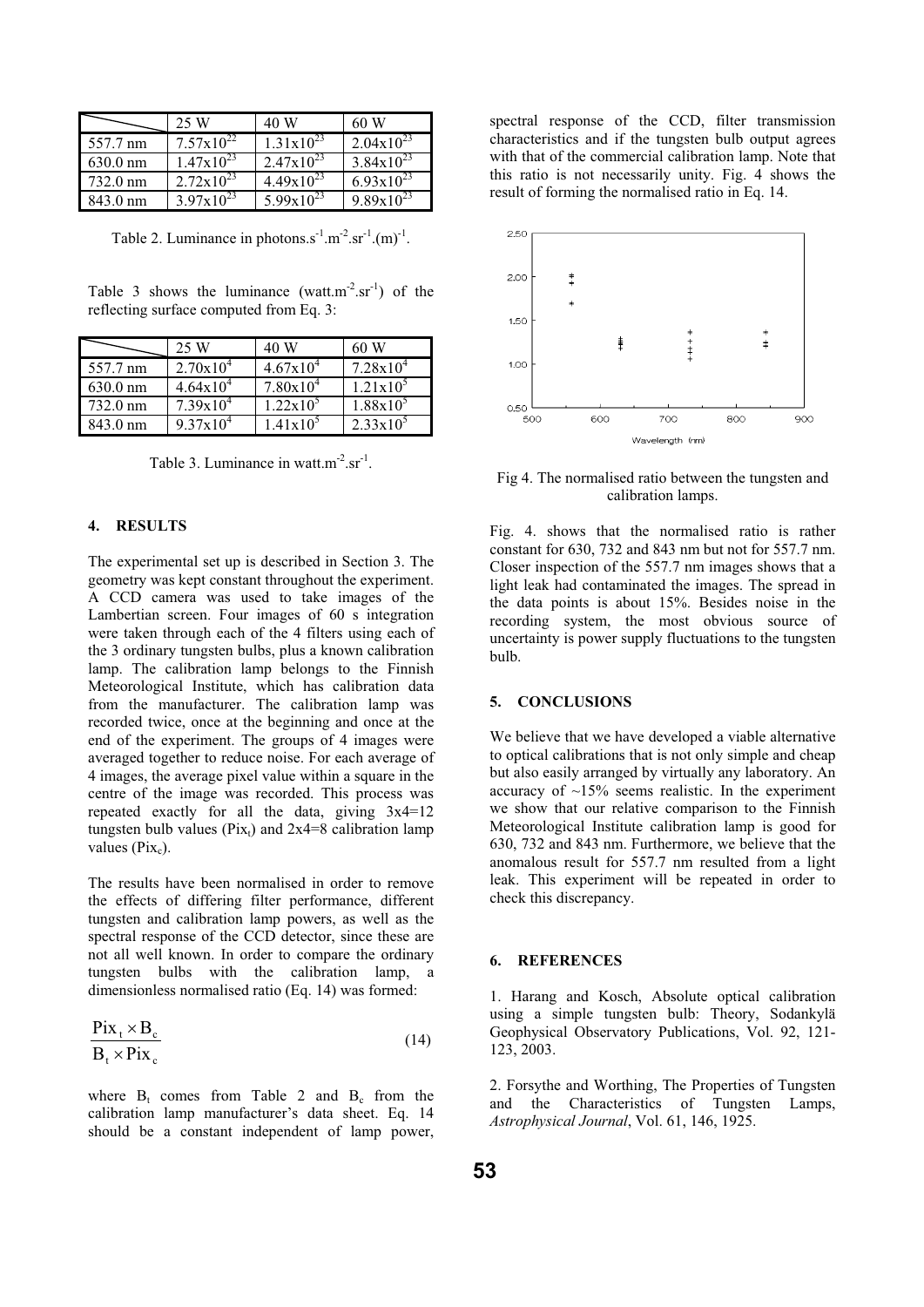| | 25 W | 40 W | 60 W |
|---|---|---|---|
| 557.7 nm | $7.57 \times 10^{22}$ | $1.31 \times 10^{23}$ | $2.04 \times 10^{23}$ |
| 630.0 nm | $1.47 \times 10^{23}$ | $2.47 \times 10^{23}$ | $3.84 \times 10^{23}$ |
| 732.0 nm | $2.72 \times 10^{23}$ | $4.49 \times 10^{23}$ | $6.93 \times 10^{23}$ |
| 843.0 nm | $3.97 \times 10^{23}$ | $5.99 \times 10^{23}$ | $9.89 \times 10^{23}$ |

Table 2. Luminance in photons.$s^{-1}$.$m^{-2}$.$sr^{-1}$.$(m)^{-1}$.

Table 3 shows the luminance (watt.$m^{-2}$.$sr^{-1}$) of the reflecting surface computed from Eq. 3:

| | 25 W | 40 W | 60 W |
|---|---|---|---|
| 557.7 nm | $2.70 \times 10^{4}$ | $4.67 \times 10^{4}$ | $7.28 \times 10^{4}$ |
| 630.0 nm | $4.64 \times 10^{4}$ | $7.80 \times 10^{4}$ | $1.21 \times 10^{5}$ |
| 732.0 nm | $7.39 \times 10^{4}$ | $1.22 \times 10^{5}$ | $1.88 \times 10^{5}$ |
| 843.0 nm | $9.37 \times 10^{4}$ | $1.41 \times 10^{5}$ | $2.33 \times 10^{5}$ |

Table 3. Luminance in watt.$m^{-2}$.$sr^{-1}$.

## 4. RESULTS

The experimental set up is described in Section 3. The geometry was kept constant throughout the experiment. A CCD camera was used to take images of the Lambertian screen. Four images of 60 s integration were taken through each of the 4 filters using each of the 3 ordinary tungsten bulbs, plus a known calibration lamp. The calibration lamp belongs to the Finnish Meteorological Institute, which has calibration data from the manufacturer. The calibration lamp was recorded twice, once at the beginning and once at the end of the experiment. The groups of 4 images were averaged together to reduce noise. For each average of 4 images, the average pixel value within a square in the centre of the image was recorded. This process was repeated exactly for all the data, giving 3x4=12 tungsten bulb values ($Pix_t$) and 2x4=8 calibration lamp values ($Pix_c$).

The results have been normalised in order to remove the effects of differing filter performance, different tungsten and calibration lamp powers, as well as the spectral response of the CCD detector, since these are not all well known. In order to compare the ordinary tungsten bulbs with the calibration lamp, a dimensionless normalised ratio (Eq. 14) was formed:

$$\frac{Pix_t \times B_c}{B_t \times Pix_c} \tag{14}$$

where $B_t$ comes from Table 2 and $B_c$ from the calibration lamp manufacturer's data sheet. Eq. 14 should be a constant independent of lamp power, spectral response of the CCD, filter transmission characteristics and if the tungsten bulb output agrees with that of the commercial calibration lamp. Note that this ratio is not necessarily unity. Fig. 4 shows the result of forming the normalised ratio in Eq. 14.

Fig 4. The normalised ratio between the tungsten and calibration lamps.

Fig. 4. shows that the normalised ratio is rather constant for 630, 732 and 843 nm but not for 557.7 nm. Closer inspection of the 557.7 nm images shows that a light leak had contaminated the images. The spread in the data points is about 15%. Besides noise in the recording system, the most obvious source of uncertainty is power supply fluctuations to the tungsten bulb.

## 5. CONCLUSIONS

We believe that we have developed a viable alternative to optical calibrations that is not only simple and cheap but also easily arranged by virtually any laboratory. An accuracy of ~15% seems realistic. In the experiment we show that our relative comparison to the Finnish Meteorological Institute calibration lamp is good for 630, 732 and 843 nm. Furthermore, we believe that the anomalous result for 557.7 nm resulted from a light leak. This experiment will be repeated in order to check this discrepancy.

## 6. REFERENCES

1. Harang and Kosch, Absolute optical calibration using a simple tungsten bulb: Theory, Sodankylä Geophysical Observatory Publications, Vol. 92, 121-123, 2003.

2. Forsythe and Worthing, The Properties of Tungsten and the Characteristics of Tungsten Lamps, *Astrophysical Journal*, Vol. 61, 146, 1925.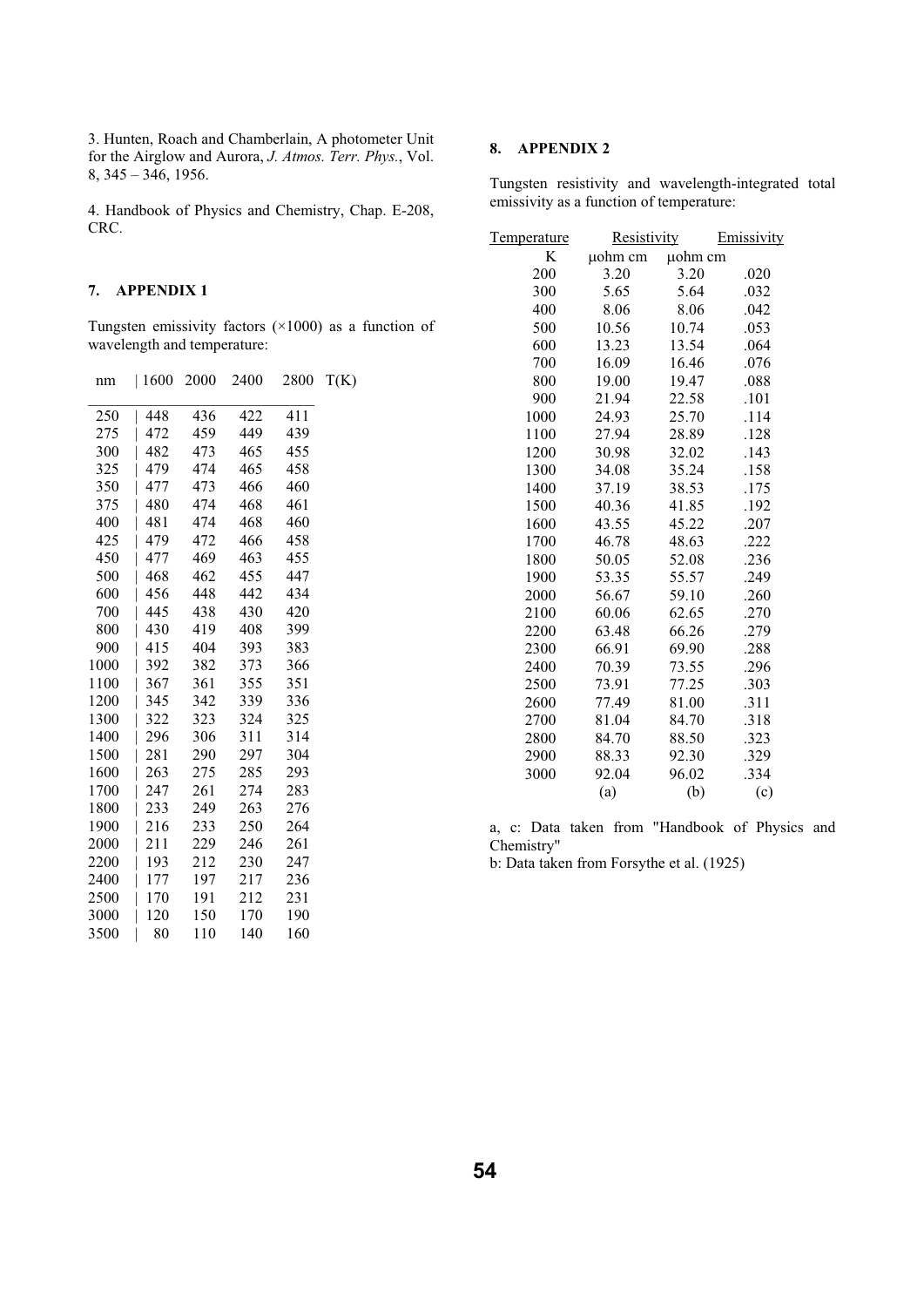3. Hunten, Roach and Chamberlain, A photometer Unit for the Airglow and Aurora, *J. Atmos. Terr. Phys.*, Vol. 8, 345 – 346, 1956.

4. Handbook of Physics and Chemistry, Chap. E-208, CRC.

## 7. APPENDIX 1

Tungsten emissivity factors (×1000) as a function of wavelength and temperature:

| nm | 1600 | 2000 | 2400 | 2800 T(K) |
|---|---|---|---|---|
| 250 | 448 | 436 | 422 | 411 |
| 275 | 472 | 459 | 449 | 439 |
| 300 | 482 | 473 | 465 | 455 |
| 325 | 479 | 474 | 465 | 458 |
| 350 | 477 | 473 | 466 | 460 |
| 375 | 480 | 474 | 468 | 461 |
| 400 | 481 | 474 | 468 | 460 |
| 425 | 479 | 472 | 466 | 458 |
| 450 | 477 | 469 | 463 | 455 |
| 500 | 468 | 462 | 455 | 447 |
| 600 | 456 | 448 | 442 | 434 |
| 700 | 445 | 438 | 430 | 420 |
| 800 | 430 | 419 | 408 | 399 |
| 900 | 415 | 404 | 393 | 383 |
| 1000 | 392 | 382 | 373 | 366 |
| 1100 | 367 | 361 | 355 | 351 |
| 1200 | 345 | 342 | 339 | 336 |
| 1300 | 322 | 323 | 324 | 325 |
| 1400 | 296 | 306 | 311 | 314 |
| 1500 | 281 | 290 | 297 | 304 |
| 1600 | 263 | 275 | 285 | 293 |
| 1700 | 247 | 261 | 274 | 283 |
| 1800 | 233 | 249 | 263 | 276 |
| 1900 | 216 | 233 | 250 | 264 |
| 2000 | 211 | 229 | 246 | 261 |
| 2200 | 193 | 212 | 230 | 247 |
| 2400 | 177 | 197 | 217 | 236 |
| 2500 | 170 | 191 | 212 | 231 |
| 3000 | 120 | 150 | 170 | 190 |
| 3500 | 80 | 110 | 140 | 160 |

## 8. APPENDIX 2

Tungsten resistivity and wavelength-integrated total emissivity as a function of temperature:

| Temperature | Resistivity | | Emissivity |
|---|---|---|---|
| K | μohm cm | μohm cm | |
| 200 | 3.20 | 3.20 | .020 |
| 300 | 5.65 | 5.64 | .032 |
| 400 | 8.06 | 8.06 | .042 |
| 500 | 10.56 | 10.74 | .053 |
| 600 | 13.23 | 13.54 | .064 |
| 700 | 16.09 | 16.46 | .076 |
| 800 | 19.00 | 19.47 | .088 |
| 900 | 21.94 | 22.58 | .101 |
| 1000 | 24.93 | 25.70 | .114 |
| 1100 | 27.94 | 28.89 | .128 |
| 1200 | 30.98 | 32.02 | .143 |
| 1300 | 34.08 | 35.24 | .158 |
| 1400 | 37.19 | 38.53 | .175 |
| 1500 | 40.36 | 41.85 | .192 |
| 1600 | 43.55 | 45.22 | .207 |
| 1700 | 46.78 | 48.63 | .222 |
| 1800 | 50.05 | 52.08 | .236 |
| 1900 | 53.35 | 55.57 | .249 |
| 2000 | 56.67 | 59.10 | .260 |
| 2100 | 60.06 | 62.65 | .270 |
| 2200 | 63.48 | 66.26 | .279 |
| 2300 | 66.91 | 69.90 | .288 |
| 2400 | 70.39 | 73.55 | .296 |
| 2500 | 73.91 | 77.25 | .303 |
| 2600 | 77.49 | 81.00 | .311 |
| 2700 | 81.04 | 84.70 | .318 |
| 2800 | 84.70 | 88.50 | .323 |
| 2900 | 88.33 | 92.30 | .329 |
| 3000 | 92.04 | 96.02 | .334 |
| | (a) | (b) | (c) |

a, c: Data taken from "Handbook of Physics and Chemistry"
b: Data taken from Forsythe et al. (1925)